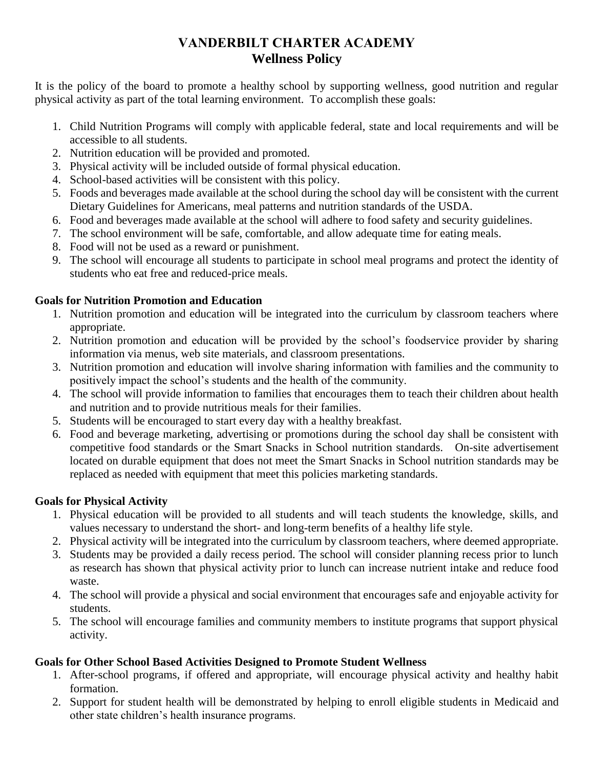# VANDERBILT CHARTER ACADEMY
## Wellness Policy

It is the policy of the board to promote a healthy school by supporting wellness, good nutrition and regular physical activity as part of the total learning environment. To accomplish these goals:

1. Child Nutrition Programs will comply with applicable federal, state and local requirements and will be accessible to all students.
2. Nutrition education will be provided and promoted.
3. Physical activity will be included outside of formal physical education.
4. School-based activities will be consistent with this policy.
5. Foods and beverages made available at the school during the school day will be consistent with the current Dietary Guidelines for Americans, meal patterns and nutrition standards of the USDA.
6. Food and beverages made available at the school will adhere to food safety and security guidelines.
7. The school environment will be safe, comfortable, and allow adequate time for eating meals.
8. Food will not be used as a reward or punishment.
9. The school will encourage all students to participate in school meal programs and protect the identity of students who eat free and reduced-price meals.

### Goals for Nutrition Promotion and Education

1. Nutrition promotion and education will be integrated into the curriculum by classroom teachers where appropriate.
2. Nutrition promotion and education will be provided by the school's foodservice provider by sharing information via menus, web site materials, and classroom presentations.
3. Nutrition promotion and education will involve sharing information with families and the community to positively impact the school's students and the health of the community.
4. The school will provide information to families that encourages them to teach their children about health and nutrition and to provide nutritious meals for their families.
5. Students will be encouraged to start every day with a healthy breakfast.
6. Food and beverage marketing, advertising or promotions during the school day shall be consistent with competitive food standards or the Smart Snacks in School nutrition standards. On-site advertisement located on durable equipment that does not meet the Smart Snacks in School nutrition standards may be replaced as needed with equipment that meet this policies marketing standards.

### Goals for Physical Activity

1. Physical education will be provided to all students and will teach students the knowledge, skills, and values necessary to understand the short- and long-term benefits of a healthy life style.
2. Physical activity will be integrated into the curriculum by classroom teachers, where deemed appropriate.
3. Students may be provided a daily recess period. The school will consider planning recess prior to lunch as research has shown that physical activity prior to lunch can increase nutrient intake and reduce food waste.
4. The school will provide a physical and social environment that encourages safe and enjoyable activity for students.
5. The school will encourage families and community members to institute programs that support physical activity.

### Goals for Other School Based Activities Designed to Promote Student Wellness

1. After-school programs, if offered and appropriate, will encourage physical activity and healthy habit formation.
2. Support for student health will be demonstrated by helping to enroll eligible students in Medicaid and other state children's health insurance programs.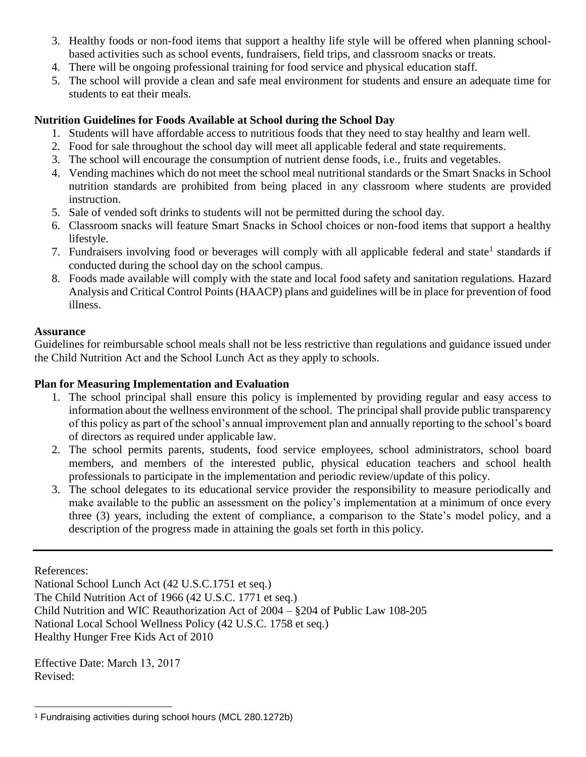3. Healthy foods or non-food items that support a healthy life style will be offered when planning school-based activities such as school events, fundraisers, field trips, and classroom snacks or treats.
4. There will be ongoing professional training for food service and physical education staff.
5. The school will provide a clean and safe meal environment for students and ensure an adequate time for students to eat their meals.

**Nutrition Guidelines for Foods Available at School during the School Day**

1. Students will have affordable access to nutritious foods that they need to stay healthy and learn well.
2. Food for sale throughout the school day will meet all applicable federal and state requirements.
3. The school will encourage the consumption of nutrient dense foods, i.e., fruits and vegetables.
4. Vending machines which do not meet the school meal nutritional standards or the Smart Snacks in School nutrition standards are prohibited from being placed in any classroom where students are provided instruction.
5. Sale of vended soft drinks to students will not be permitted during the school day.
6. Classroom snacks will feature Smart Snacks in School choices or non-food items that support a healthy lifestyle.
7. Fundraisers involving food or beverages will comply with all applicable federal and state[1] standards if conducted during the school day on the school campus.
8. Foods made available will comply with the state and local food safety and sanitation regulations. Hazard Analysis and Critical Control Points (HAACP) plans and guidelines will be in place for prevention of food illness.

**Assurance**

Guidelines for reimbursable school meals shall not be less restrictive than regulations and guidance issued under the Child Nutrition Act and the School Lunch Act as they apply to schools.

**Plan for Measuring Implementation and Evaluation**

1. The school principal shall ensure this policy is implemented by providing regular and easy access to information about the wellness environment of the school. The principal shall provide public transparency of this policy as part of the school's annual improvement plan and annually reporting to the school's board of directors as required under applicable law.
2. The school permits parents, students, food service employees, school administrators, school board members, and members of the interested public, physical education teachers and school health professionals to participate in the implementation and periodic review/update of this policy.
3. The school delegates to its educational service provider the responsibility to measure periodically and make available to the public an assessment on the policy's implementation at a minimum of once every three (3) years, including the extent of compliance, a comparison to the State's model policy, and a description of the progress made in attaining the goals set forth in this policy.

---

References:
National School Lunch Act (42 U.S.C.1751 et seq.)
The Child Nutrition Act of 1966 (42 U.S.C. 1771 et seq.)
Child Nutrition and WIC Reauthorization Act of 2004 – §204 of Public Law 108-205
National Local School Wellness Policy (42 U.S.C. 1758 et seq.)
Healthy Hunger Free Kids Act of 2010

Effective Date: March 13, 2017
Revised:

[1] Fundraising activities during school hours (MCL 280.1272b)